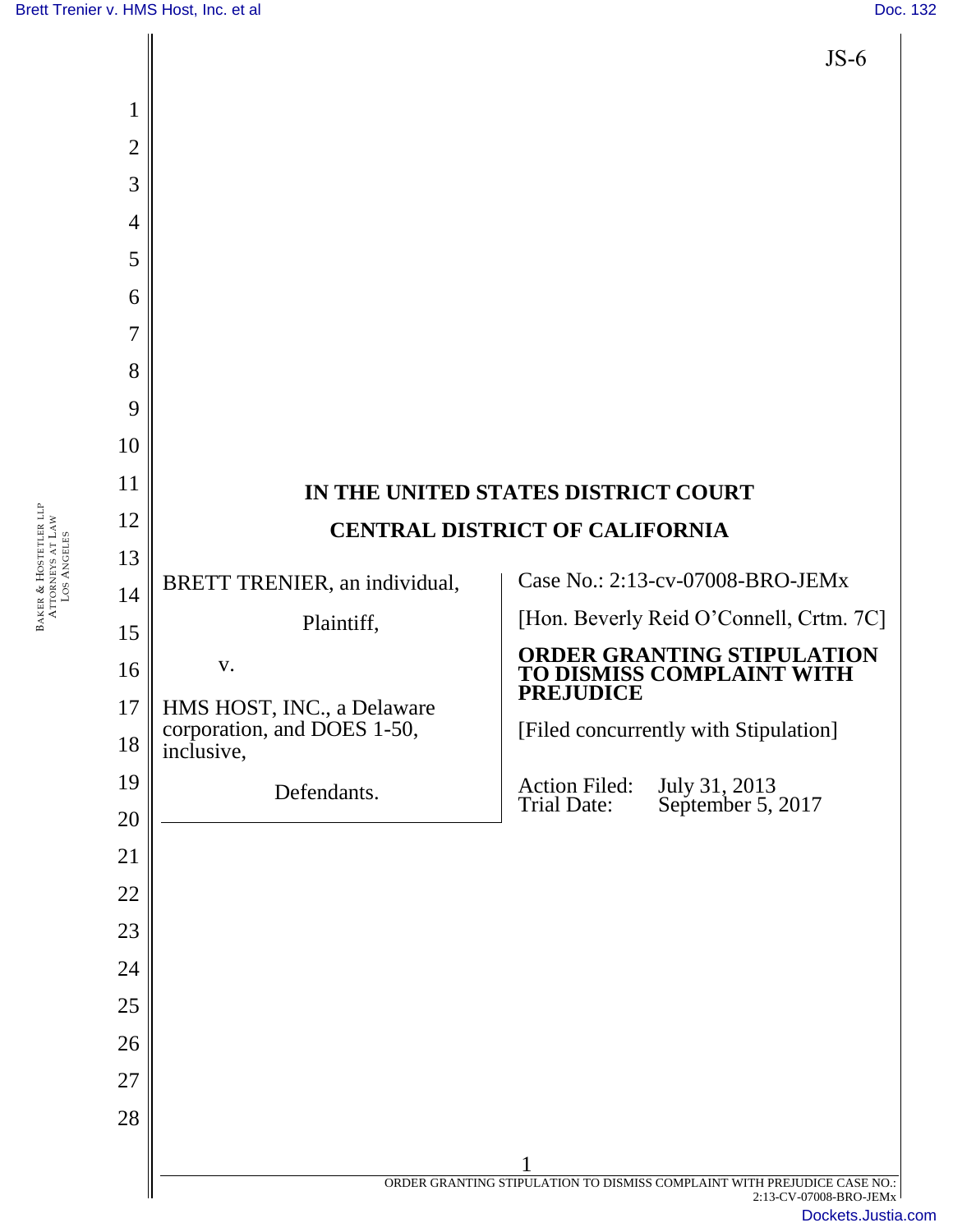JS-6

# IN THE UNITED STATES DISTRICT COURT

## CENTRAL DISTRICT OF CALIFORNIA

BRETT TRENIER, an individual,

Plaintiff,

v.

HMS HOST, INC., a Delaware corporation, and DOES 1-50, inclusive,

Defendants.

Case No.: 2:13-cv-07008-BRO-JEMx

[Hon. Beverly Reid O'Connell, Crtm. 7C]

**ORDER GRANTING STIPULATION TO DISMISS COMPLAINT WITH PREJUDICE**

[Filed concurrently with Stipulation]

Action Filed: July 31, 2013
Trial Date: September 5, 2017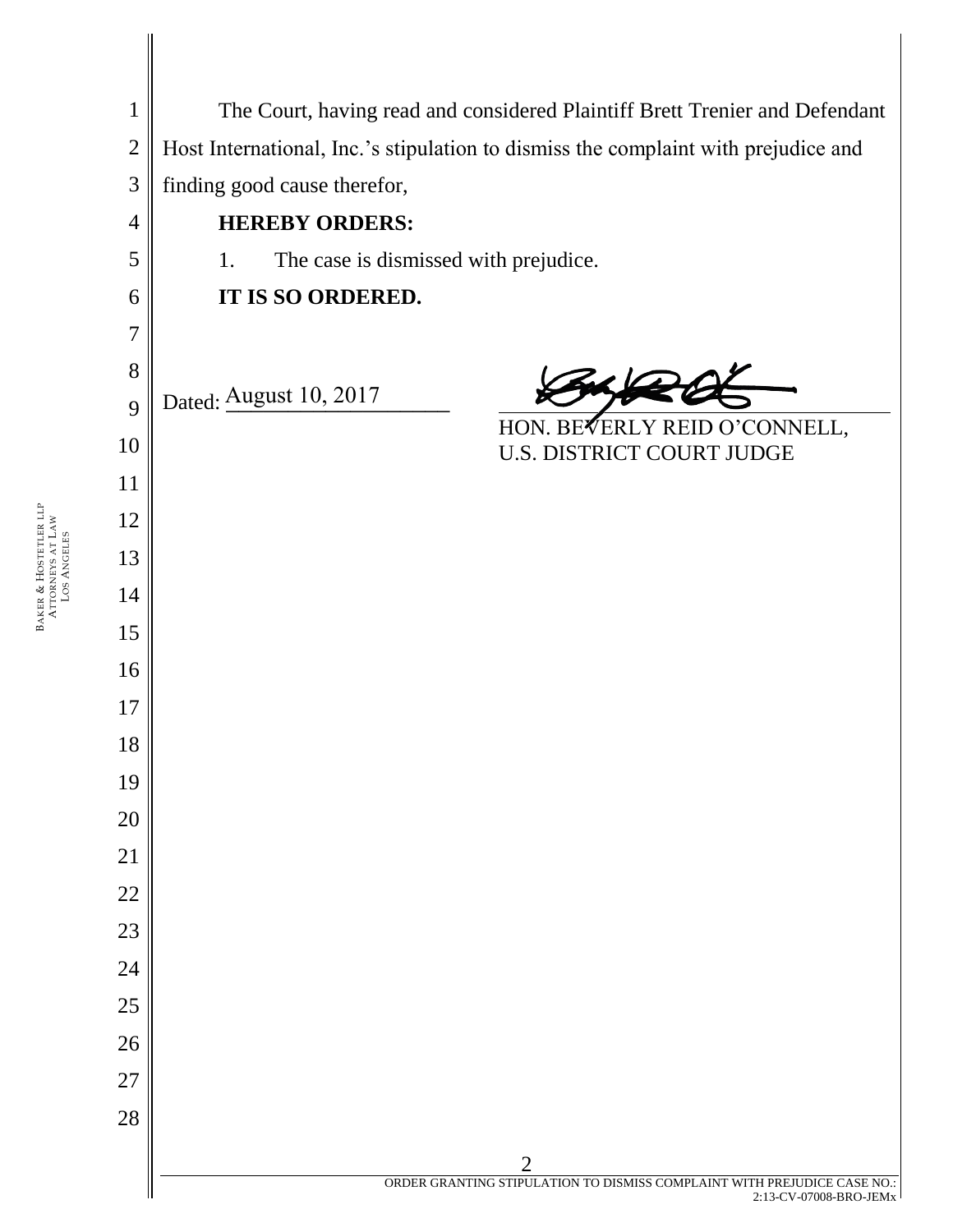The Court, having read and considered Plaintiff Brett Trenier and Defendant Host International, Inc.'s stipulation to dismiss the complaint with prejudice and finding good cause therefor,

**HEREBY ORDERS:**

1. The case is dismissed with prejudice.

**IT IS SO ORDERED.**

Dated: August 10, 2017

HON. BEVERLY REID O'CONNELL,
U.S. DISTRICT COURT JUDGE